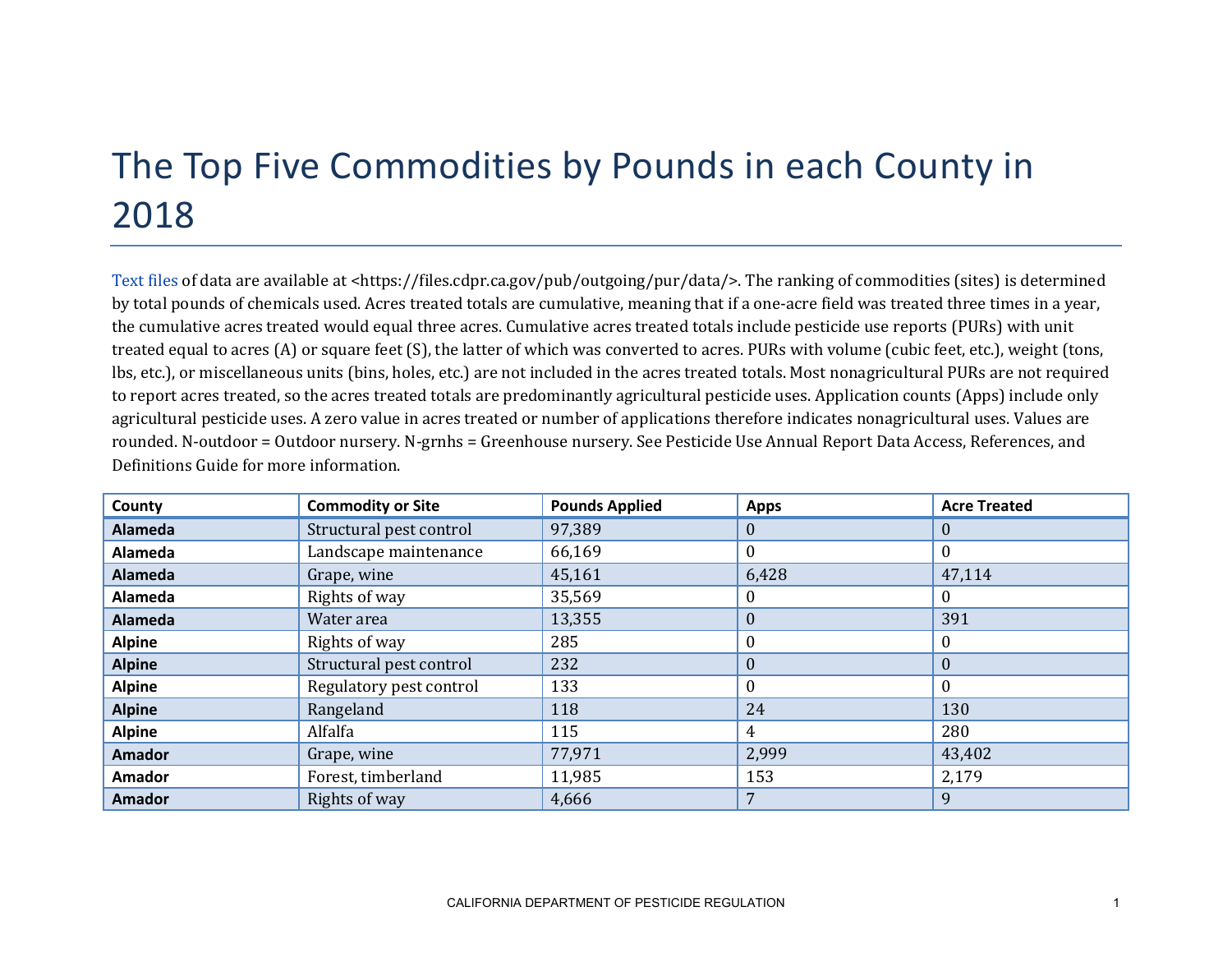# The Top Five Commodities by Pounds in each County in 2018

Text files of data are available at <https://files.cdpr.ca.gov/pub/outgoing/pur/data/>. The ranking of commodities (sites) is determined by total pounds of chemicals used. Acres treated totals are cumulative, meaning that if a one-acre field was treated three times in a year, the cumulative acres treated would equal three acres. Cumulative acres treated totals include pesticide use reports (PURs) with unit treated equal to acres (A) or square feet (S), the latter of which was converted to acres. PURs with volume (cubic feet, etc.), weight (tons, lbs, etc.), or miscellaneous units (bins, holes, etc.) are not included in the acres treated totals. Most nonagricultural PURs are not required to report acres treated, so the acres treated totals are predominantly agricultural pesticide uses. Application counts (Apps) include only agricultural pesticide uses. A zero value in acres treated or number of applications therefore indicates nonagricultural uses. Values are rounded. N-outdoor = Outdoor nursery. N-grnhs = Greenhouse nursery. See Pesticide Use Annual Report Data Access, References, and Definitions Guide for more information.

| County | Commodity or Site | Pounds Applied | Apps | Acre Treated |
|---|---|---|---|---|
| **Alameda** | Structural pest control | 97,389 | 0 | 0 |
| **Alameda** | Landscape maintenance | 66,169 | 0 | 0 |
| **Alameda** | Grape, wine | 45,161 | 6,428 | 47,114 |
| **Alameda** | Rights of way | 35,569 | 0 | 0 |
| **Alameda** | Water area | 13,355 | 0 | 391 |
| **Alpine** | Rights of way | 285 | 0 | 0 |
| **Alpine** | Structural pest control | 232 | 0 | 0 |
| **Alpine** | Regulatory pest control | 133 | 0 | 0 |
| **Alpine** | Rangeland | 118 | 24 | 130 |
| **Alpine** | Alfalfa | 115 | 4 | 280 |
| **Amador** | Grape, wine | 77,971 | 2,999 | 43,402 |
| **Amador** | Forest, timberland | 11,985 | 153 | 2,179 |
| **Amador** | Rights of way | 4,666 | 7 | 9 |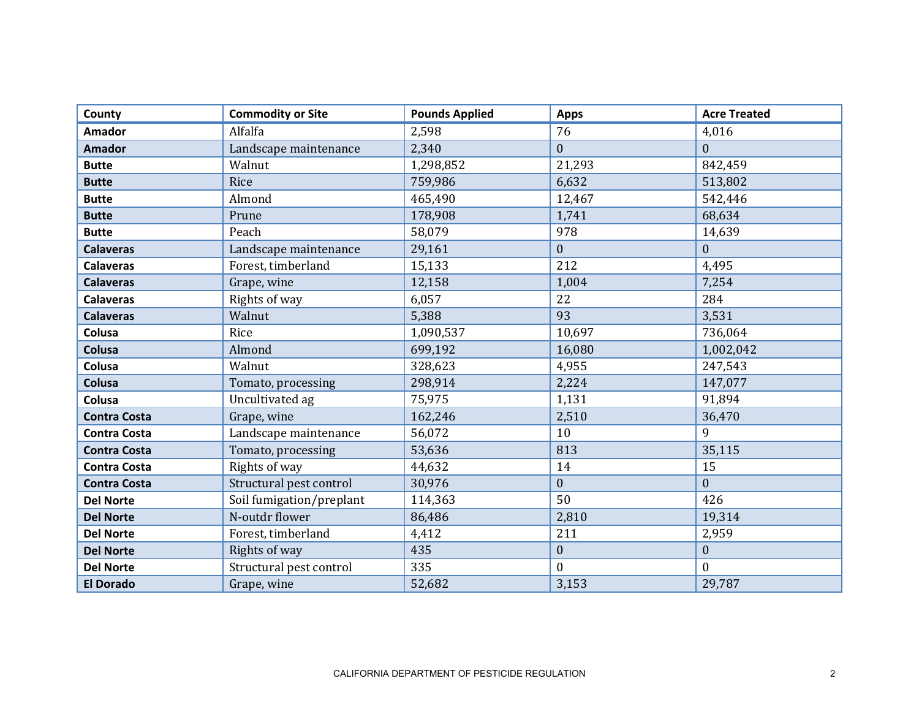| County | Commodity or Site | Pounds Applied | Apps | Acre Treated |
|---|---|---|---|---|
| **Amador** | Alfalfa | 2,598 | 76 | 4,016 |
| **Amador** | Landscape maintenance | 2,340 | 0 | 0 |
| **Butte** | Walnut | 1,298,852 | 21,293 | 842,459 |
| **Butte** | Rice | 759,986 | 6,632 | 513,802 |
| **Butte** | Almond | 465,490 | 12,467 | 542,446 |
| **Butte** | Prune | 178,908 | 1,741 | 68,634 |
| **Butte** | Peach | 58,079 | 978 | 14,639 |
| **Calaveras** | Landscape maintenance | 29,161 | 0 | 0 |
| **Calaveras** | Forest, timberland | 15,133 | 212 | 4,495 |
| **Calaveras** | Grape, wine | 12,158 | 1,004 | 7,254 |
| **Calaveras** | Rights of way | 6,057 | 22 | 284 |
| **Calaveras** | Walnut | 5,388 | 93 | 3,531 |
| **Colusa** | Rice | 1,090,537 | 10,697 | 736,064 |
| **Colusa** | Almond | 699,192 | 16,080 | 1,002,042 |
| **Colusa** | Walnut | 328,623 | 4,955 | 247,543 |
| **Colusa** | Tomato, processing | 298,914 | 2,224 | 147,077 |
| **Colusa** | Uncultivated ag | 75,975 | 1,131 | 91,894 |
| **Contra Costa** | Grape, wine | 162,246 | 2,510 | 36,470 |
| **Contra Costa** | Landscape maintenance | 56,072 | 10 | 9 |
| **Contra Costa** | Tomato, processing | 53,636 | 813 | 35,115 |
| **Contra Costa** | Rights of way | 44,632 | 14 | 15 |
| **Contra Costa** | Structural pest control | 30,976 | 0 | 0 |
| **Del Norte** | Soil fumigation/preplant | 114,363 | 50 | 426 |
| **Del Norte** | N-outdr flower | 86,486 | 2,810 | 19,314 |
| **Del Norte** | Forest, timberland | 4,412 | 211 | 2,959 |
| **Del Norte** | Rights of way | 435 | 0 | 0 |
| **Del Norte** | Structural pest control | 335 | 0 | 0 |
| **El Dorado** | Grape, wine | 52,682 | 3,153 | 29,787 |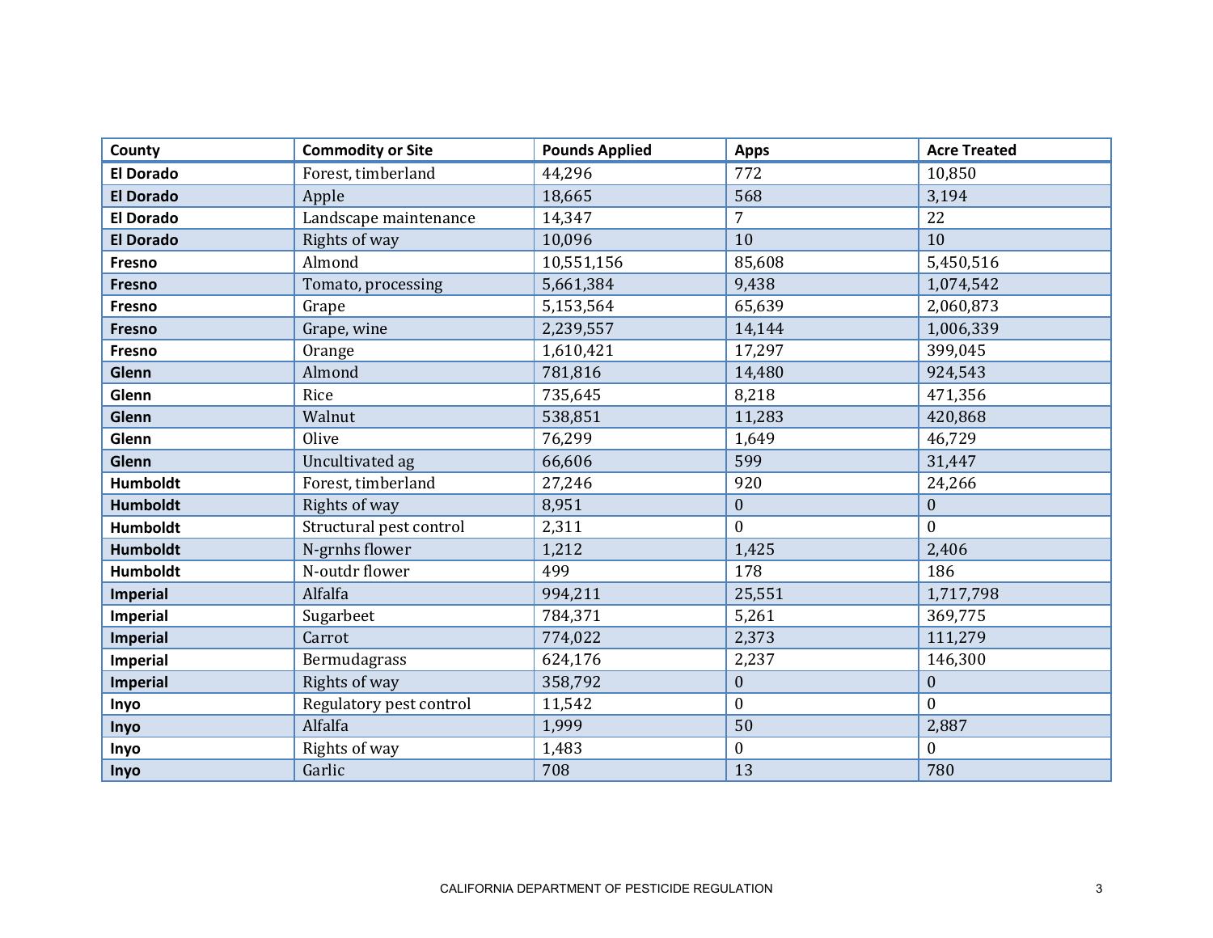| County | Commodity or Site | Pounds Applied | Apps | Acre Treated |
|---|---|---|---|---|
| **El Dorado** | Forest, timberland | 44,296 | 772 | 10,850 |
| **El Dorado** | Apple | 18,665 | 568 | 3,194 |
| **El Dorado** | Landscape maintenance | 14,347 | 7 | 22 |
| **El Dorado** | Rights of way | 10,096 | 10 | 10 |
| **Fresno** | Almond | 10,551,156 | 85,608 | 5,450,516 |
| **Fresno** | Tomato, processing | 5,661,384 | 9,438 | 1,074,542 |
| **Fresno** | Grape | 5,153,564 | 65,639 | 2,060,873 |
| **Fresno** | Grape, wine | 2,239,557 | 14,144 | 1,006,339 |
| **Fresno** | Orange | 1,610,421 | 17,297 | 399,045 |
| **Glenn** | Almond | 781,816 | 14,480 | 924,543 |
| **Glenn** | Rice | 735,645 | 8,218 | 471,356 |
| **Glenn** | Walnut | 538,851 | 11,283 | 420,868 |
| **Glenn** | Olive | 76,299 | 1,649 | 46,729 |
| **Glenn** | Uncultivated ag | 66,606 | 599 | 31,447 |
| **Humboldt** | Forest, timberland | 27,246 | 920 | 24,266 |
| **Humboldt** | Rights of way | 8,951 | 0 | 0 |
| **Humboldt** | Structural pest control | 2,311 | 0 | 0 |
| **Humboldt** | N-grnhs flower | 1,212 | 1,425 | 2,406 |
| **Humboldt** | N-outdr flower | 499 | 178 | 186 |
| **Imperial** | Alfalfa | 994,211 | 25,551 | 1,717,798 |
| **Imperial** | Sugarbeet | 784,371 | 5,261 | 369,775 |
| **Imperial** | Carrot | 774,022 | 2,373 | 111,279 |
| **Imperial** | Bermudagrass | 624,176 | 2,237 | 146,300 |
| **Imperial** | Rights of way | 358,792 | 0 | 0 |
| **Inyo** | Regulatory pest control | 11,542 | 0 | 0 |
| **Inyo** | Alfalfa | 1,999 | 50 | 2,887 |
| **Inyo** | Rights of way | 1,483 | 0 | 0 |
| **Inyo** | Garlic | 708 | 13 | 780 |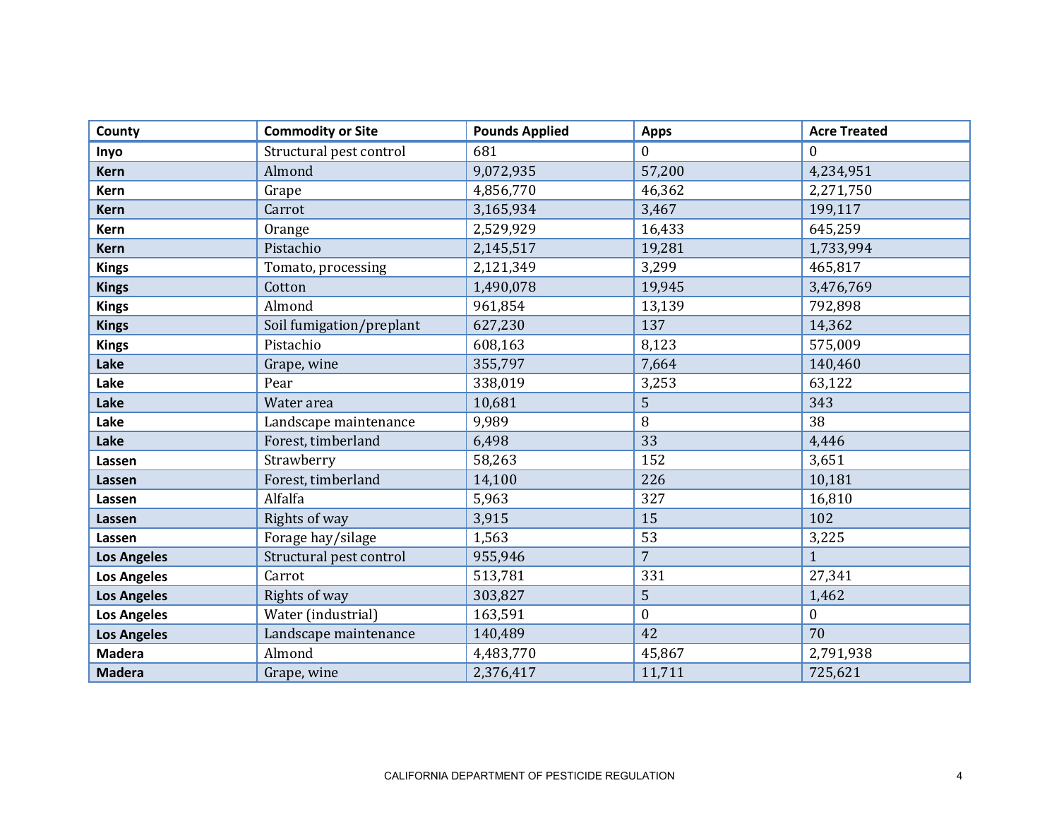| County | Commodity or Site | Pounds Applied | Apps | Acre Treated |
|---|---|---|---|---|
| **Inyo** | Structural pest control | 681 | 0 | 0 |
| **Kern** | Almond | 9,072,935 | 57,200 | 4,234,951 |
| **Kern** | Grape | 4,856,770 | 46,362 | 2,271,750 |
| **Kern** | Carrot | 3,165,934 | 3,467 | 199,117 |
| **Kern** | Orange | 2,529,929 | 16,433 | 645,259 |
| **Kern** | Pistachio | 2,145,517 | 19,281 | 1,733,994 |
| **Kings** | Tomato, processing | 2,121,349 | 3,299 | 465,817 |
| **Kings** | Cotton | 1,490,078 | 19,945 | 3,476,769 |
| **Kings** | Almond | 961,854 | 13,139 | 792,898 |
| **Kings** | Soil fumigation/preplant | 627,230 | 137 | 14,362 |
| **Kings** | Pistachio | 608,163 | 8,123 | 575,009 |
| **Lake** | Grape, wine | 355,797 | 7,664 | 140,460 |
| **Lake** | Pear | 338,019 | 3,253 | 63,122 |
| **Lake** | Water area | 10,681 | 5 | 343 |
| **Lake** | Landscape maintenance | 9,989 | 8 | 38 |
| **Lake** | Forest, timberland | 6,498 | 33 | 4,446 |
| **Lassen** | Strawberry | 58,263 | 152 | 3,651 |
| **Lassen** | Forest, timberland | 14,100 | 226 | 10,181 |
| **Lassen** | Alfalfa | 5,963 | 327 | 16,810 |
| **Lassen** | Rights of way | 3,915 | 15 | 102 |
| **Lassen** | Forage hay/silage | 1,563 | 53 | 3,225 |
| **Los Angeles** | Structural pest control | 955,946 | 7 | 1 |
| **Los Angeles** | Carrot | 513,781 | 331 | 27,341 |
| **Los Angeles** | Rights of way | 303,827 | 5 | 1,462 |
| **Los Angeles** | Water (industrial) | 163,591 | 0 | 0 |
| **Los Angeles** | Landscape maintenance | 140,489 | 42 | 70 |
| **Madera** | Almond | 4,483,770 | 45,867 | 2,791,938 |
| **Madera** | Grape, wine | 2,376,417 | 11,711 | 725,621 |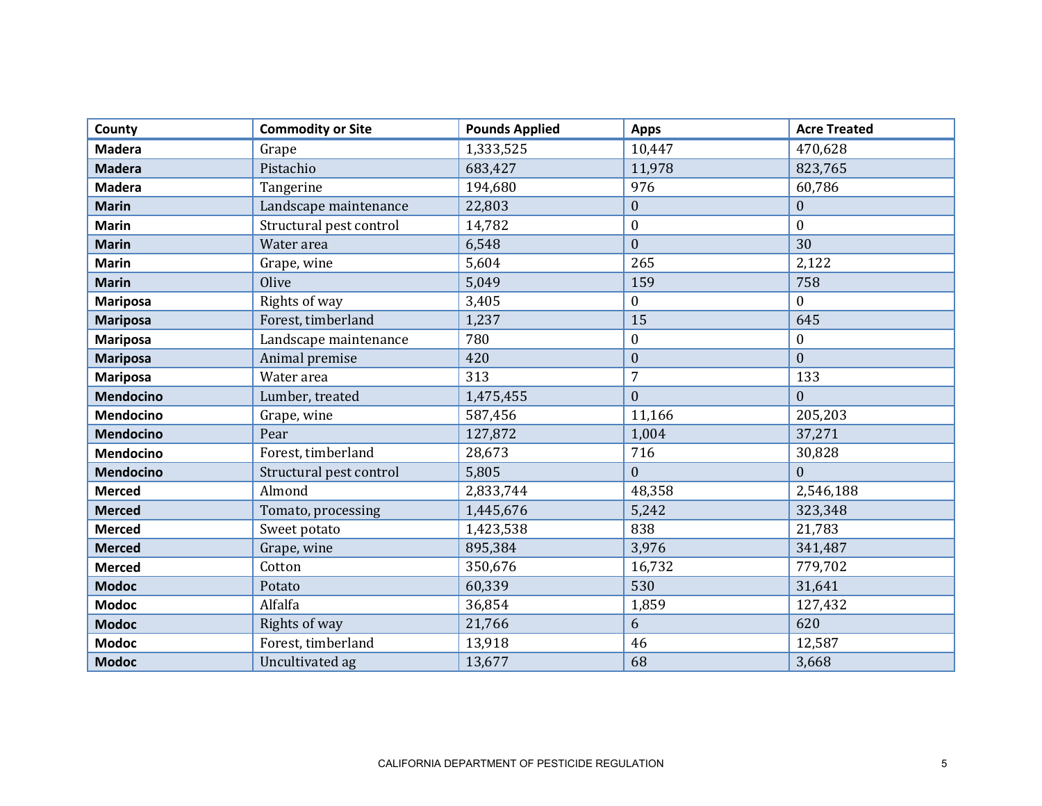| County | Commodity or Site | Pounds Applied | Apps | Acre Treated |
|---|---|---|---|---|
| **Madera** | Grape | 1,333,525 | 10,447 | 470,628 |
| **Madera** | Pistachio | 683,427 | 11,978 | 823,765 |
| **Madera** | Tangerine | 194,680 | 976 | 60,786 |
| **Marin** | Landscape maintenance | 22,803 | 0 | 0 |
| **Marin** | Structural pest control | 14,782 | 0 | 0 |
| **Marin** | Water area | 6,548 | 0 | 30 |
| **Marin** | Grape, wine | 5,604 | 265 | 2,122 |
| **Marin** | Olive | 5,049 | 159 | 758 |
| **Mariposa** | Rights of way | 3,405 | 0 | 0 |
| **Mariposa** | Forest, timberland | 1,237 | 15 | 645 |
| **Mariposa** | Landscape maintenance | 780 | 0 | 0 |
| **Mariposa** | Animal premise | 420 | 0 | 0 |
| **Mariposa** | Water area | 313 | 7 | 133 |
| **Mendocino** | Lumber, treated | 1,475,455 | 0 | 0 |
| **Mendocino** | Grape, wine | 587,456 | 11,166 | 205,203 |
| **Mendocino** | Pear | 127,872 | 1,004 | 37,271 |
| **Mendocino** | Forest, timberland | 28,673 | 716 | 30,828 |
| **Mendocino** | Structural pest control | 5,805 | 0 | 0 |
| **Merced** | Almond | 2,833,744 | 48,358 | 2,546,188 |
| **Merced** | Tomato, processing | 1,445,676 | 5,242 | 323,348 |
| **Merced** | Sweet potato | 1,423,538 | 838 | 21,783 |
| **Merced** | Grape, wine | 895,384 | 3,976 | 341,487 |
| **Merced** | Cotton | 350,676 | 16,732 | 779,702 |
| **Modoc** | Potato | 60,339 | 530 | 31,641 |
| **Modoc** | Alfalfa | 36,854 | 1,859 | 127,432 |
| **Modoc** | Rights of way | 21,766 | 6 | 620 |
| **Modoc** | Forest, timberland | 13,918 | 46 | 12,587 |
| **Modoc** | Uncultivated ag | 13,677 | 68 | 3,668 |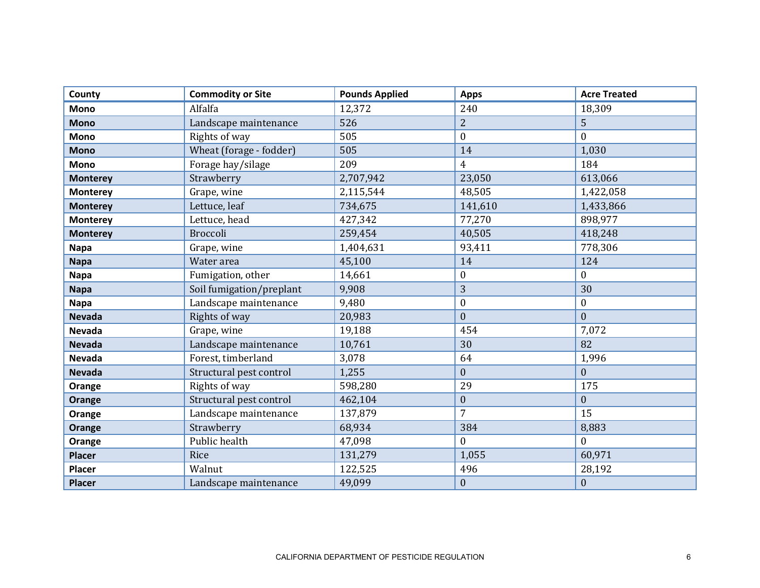| County | Commodity or Site | Pounds Applied | Apps | Acre Treated |
|---|---|---|---|---|
| **Mono** | Alfalfa | 12,372 | 240 | 18,309 |
| **Mono** | Landscape maintenance | 526 | 2 | 5 |
| **Mono** | Rights of way | 505 | 0 | 0 |
| **Mono** | Wheat (forage - fodder) | 505 | 14 | 1,030 |
| **Mono** | Forage hay/silage | 209 | 4 | 184 |
| **Monterey** | Strawberry | 2,707,942 | 23,050 | 613,066 |
| **Monterey** | Grape, wine | 2,115,544 | 48,505 | 1,422,058 |
| **Monterey** | Lettuce, leaf | 734,675 | 141,610 | 1,433,866 |
| **Monterey** | Lettuce, head | 427,342 | 77,270 | 898,977 |
| **Monterey** | Broccoli | 259,454 | 40,505 | 418,248 |
| **Napa** | Grape, wine | 1,404,631 | 93,411 | 778,306 |
| **Napa** | Water area | 45,100 | 14 | 124 |
| **Napa** | Fumigation, other | 14,661 | 0 | 0 |
| **Napa** | Soil fumigation/preplant | 9,908 | 3 | 30 |
| **Napa** | Landscape maintenance | 9,480 | 0 | 0 |
| **Nevada** | Rights of way | 20,983 | 0 | 0 |
| **Nevada** | Grape, wine | 19,188 | 454 | 7,072 |
| **Nevada** | Landscape maintenance | 10,761 | 30 | 82 |
| **Nevada** | Forest, timberland | 3,078 | 64 | 1,996 |
| **Nevada** | Structural pest control | 1,255 | 0 | 0 |
| **Orange** | Rights of way | 598,280 | 29 | 175 |
| **Orange** | Structural pest control | 462,104 | 0 | 0 |
| **Orange** | Landscape maintenance | 137,879 | 7 | 15 |
| **Orange** | Strawberry | 68,934 | 384 | 8,883 |
| **Orange** | Public health | 47,098 | 0 | 0 |
| **Placer** | Rice | 131,279 | 1,055 | 60,971 |
| **Placer** | Walnut | 122,525 | 496 | 28,192 |
| **Placer** | Landscape maintenance | 49,099 | 0 | 0 |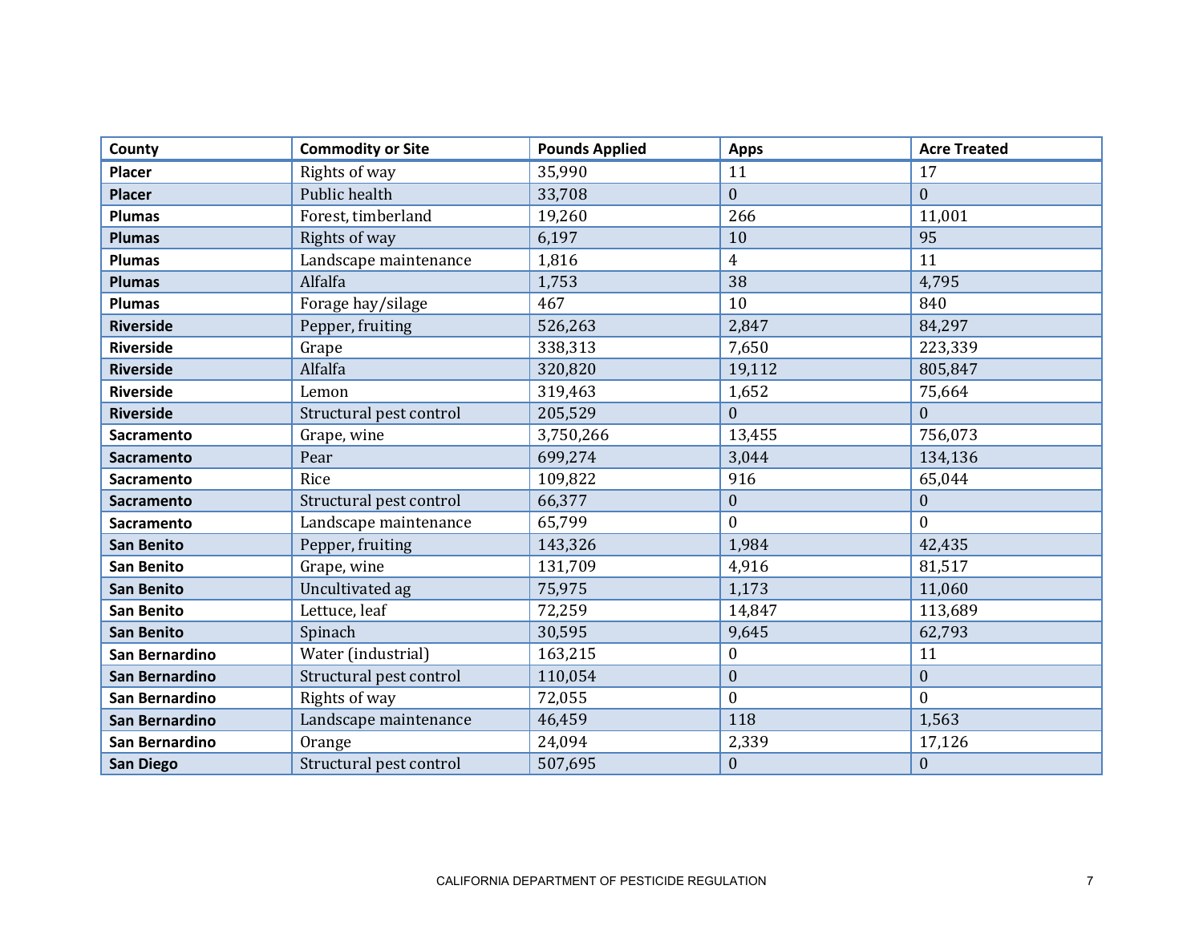| County | Commodity or Site | Pounds Applied | Apps | Acre Treated |
| --- | --- | --- | --- | --- |
| **Placer** | Rights of way | 35,990 | 11 | 17 |
| **Placer** | Public health | 33,708 | 0 | 0 |
| **Plumas** | Forest, timberland | 19,260 | 266 | 11,001 |
| **Plumas** | Rights of way | 6,197 | 10 | 95 |
| **Plumas** | Landscape maintenance | 1,816 | 4 | 11 |
| **Plumas** | Alfalfa | 1,753 | 38 | 4,795 |
| **Plumas** | Forage hay/silage | 467 | 10 | 840 |
| **Riverside** | Pepper, fruiting | 526,263 | 2,847 | 84,297 |
| **Riverside** | Grape | 338,313 | 7,650 | 223,339 |
| **Riverside** | Alfalfa | 320,820 | 19,112 | 805,847 |
| **Riverside** | Lemon | 319,463 | 1,652 | 75,664 |
| **Riverside** | Structural pest control | 205,529 | 0 | 0 |
| **Sacramento** | Grape, wine | 3,750,266 | 13,455 | 756,073 |
| **Sacramento** | Pear | 699,274 | 3,044 | 134,136 |
| **Sacramento** | Rice | 109,822 | 916 | 65,044 |
| **Sacramento** | Structural pest control | 66,377 | 0 | 0 |
| **Sacramento** | Landscape maintenance | 65,799 | 0 | 0 |
| **San Benito** | Pepper, fruiting | 143,326 | 1,984 | 42,435 |
| **San Benito** | Grape, wine | 131,709 | 4,916 | 81,517 |
| **San Benito** | Uncultivated ag | 75,975 | 1,173 | 11,060 |
| **San Benito** | Lettuce, leaf | 72,259 | 14,847 | 113,689 |
| **San Benito** | Spinach | 30,595 | 9,645 | 62,793 |
| **San Bernardino** | Water (industrial) | 163,215 | 0 | 11 |
| **San Bernardino** | Structural pest control | 110,054 | 0 | 0 |
| **San Bernardino** | Rights of way | 72,055 | 0 | 0 |
| **San Bernardino** | Landscape maintenance | 46,459 | 118 | 1,563 |
| **San Bernardino** | Orange | 24,094 | 2,339 | 17,126 |
| **San Diego** | Structural pest control | 507,695 | 0 | 0 |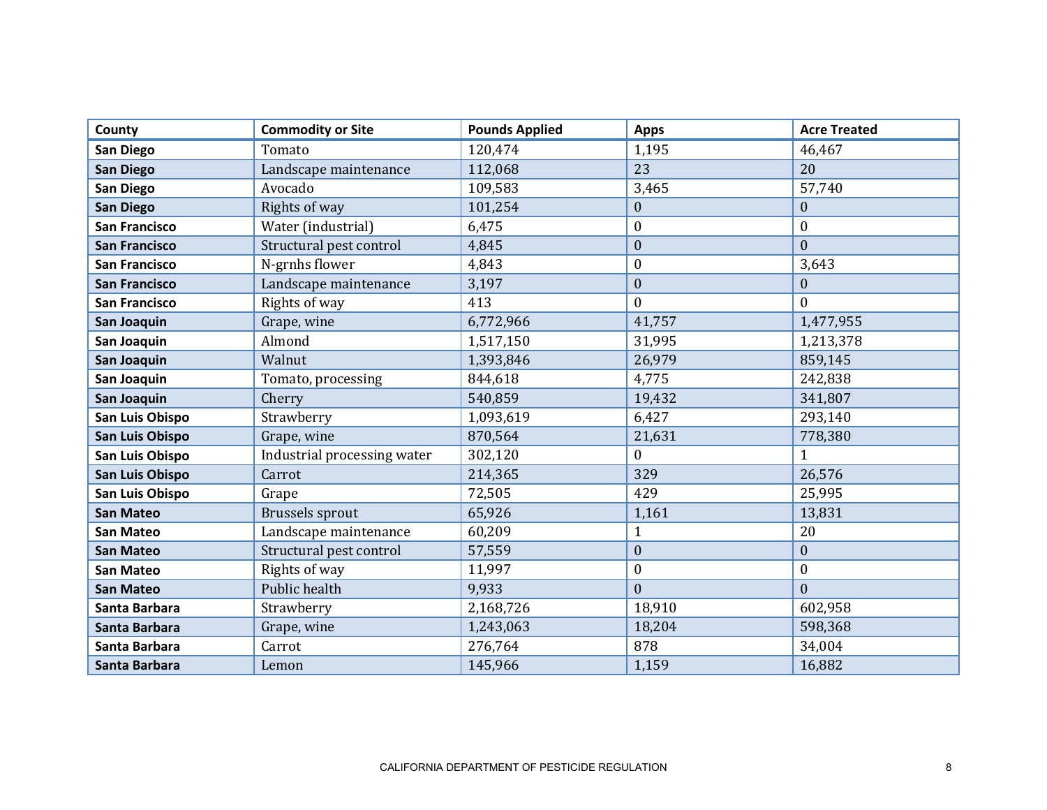| County | Commodity or Site | Pounds Applied | Apps | Acre Treated |
|---|---|---|---|---|
| **San Diego** | Tomato | 120,474 | 1,195 | 46,467 |
| **San Diego** | Landscape maintenance | 112,068 | 23 | 20 |
| **San Diego** | Avocado | 109,583 | 3,465 | 57,740 |
| **San Diego** | Rights of way | 101,254 | 0 | 0 |
| **San Francisco** | Water (industrial) | 6,475 | 0 | 0 |
| **San Francisco** | Structural pest control | 4,845 | 0 | 0 |
| **San Francisco** | N-grnhs flower | 4,843 | 0 | 3,643 |
| **San Francisco** | Landscape maintenance | 3,197 | 0 | 0 |
| **San Francisco** | Rights of way | 413 | 0 | 0 |
| **San Joaquin** | Grape, wine | 6,772,966 | 41,757 | 1,477,955 |
| **San Joaquin** | Almond | 1,517,150 | 31,995 | 1,213,378 |
| **San Joaquin** | Walnut | 1,393,846 | 26,979 | 859,145 |
| **San Joaquin** | Tomato, processing | 844,618 | 4,775 | 242,838 |
| **San Joaquin** | Cherry | 540,859 | 19,432 | 341,807 |
| **San Luis Obispo** | Strawberry | 1,093,619 | 6,427 | 293,140 |
| **San Luis Obispo** | Grape, wine | 870,564 | 21,631 | 778,380 |
| **San Luis Obispo** | Industrial processing water | 302,120 | 0 | 1 |
| **San Luis Obispo** | Carrot | 214,365 | 329 | 26,576 |
| **San Luis Obispo** | Grape | 72,505 | 429 | 25,995 |
| **San Mateo** | Brussels sprout | 65,926 | 1,161 | 13,831 |
| **San Mateo** | Landscape maintenance | 60,209 | 1 | 20 |
| **San Mateo** | Structural pest control | 57,559 | 0 | 0 |
| **San Mateo** | Rights of way | 11,997 | 0 | 0 |
| **San Mateo** | Public health | 9,933 | 0 | 0 |
| **Santa Barbara** | Strawberry | 2,168,726 | 18,910 | 602,958 |
| **Santa Barbara** | Grape, wine | 1,243,063 | 18,204 | 598,368 |
| **Santa Barbara** | Carrot | 276,764 | 878 | 34,004 |
| **Santa Barbara** | Lemon | 145,966 | 1,159 | 16,882 |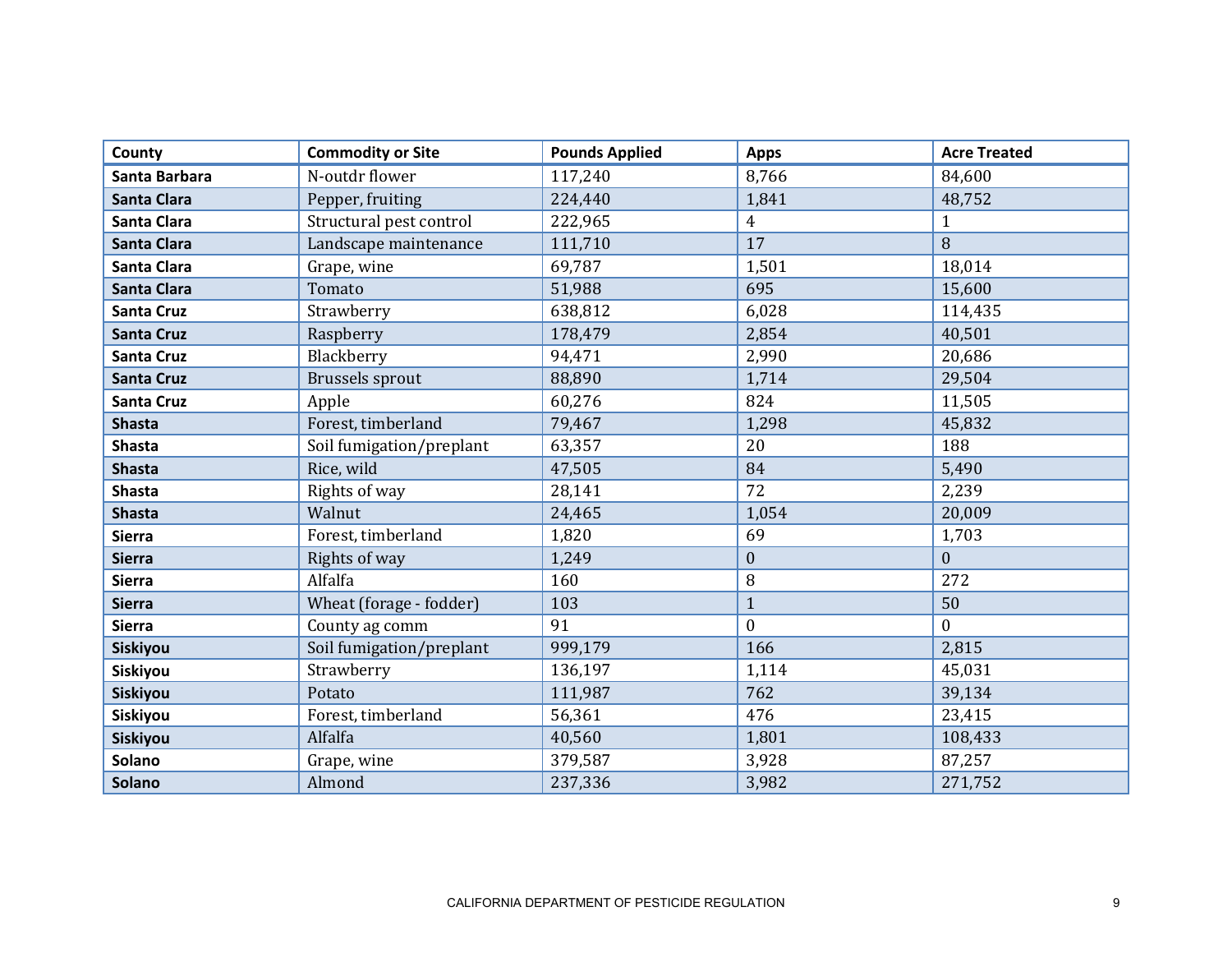| County | Commodity or Site | Pounds Applied | Apps | Acre Treated |
|---|---|---|---|---|
| **Santa Barbara** | N-outdr flower | 117,240 | 8,766 | 84,600 |
| **Santa Clara** | Pepper, fruiting | 224,440 | 1,841 | 48,752 |
| **Santa Clara** | Structural pest control | 222,965 | 4 | 1 |
| **Santa Clara** | Landscape maintenance | 111,710 | 17 | 8 |
| **Santa Clara** | Grape, wine | 69,787 | 1,501 | 18,014 |
| **Santa Clara** | Tomato | 51,988 | 695 | 15,600 |
| **Santa Cruz** | Strawberry | 638,812 | 6,028 | 114,435 |
| **Santa Cruz** | Raspberry | 178,479 | 2,854 | 40,501 |
| **Santa Cruz** | Blackberry | 94,471 | 2,990 | 20,686 |
| **Santa Cruz** | Brussels sprout | 88,890 | 1,714 | 29,504 |
| **Santa Cruz** | Apple | 60,276 | 824 | 11,505 |
| **Shasta** | Forest, timberland | 79,467 | 1,298 | 45,832 |
| **Shasta** | Soil fumigation/preplant | 63,357 | 20 | 188 |
| **Shasta** | Rice, wild | 47,505 | 84 | 5,490 |
| **Shasta** | Rights of way | 28,141 | 72 | 2,239 |
| **Shasta** | Walnut | 24,465 | 1,054 | 20,009 |
| **Sierra** | Forest, timberland | 1,820 | 69 | 1,703 |
| **Sierra** | Rights of way | 1,249 | 0 | 0 |
| **Sierra** | Alfalfa | 160 | 8 | 272 |
| **Sierra** | Wheat (forage - fodder) | 103 | 1 | 50 |
| **Sierra** | County ag comm | 91 | 0 | 0 |
| **Siskiyou** | Soil fumigation/preplant | 999,179 | 166 | 2,815 |
| **Siskiyou** | Strawberry | 136,197 | 1,114 | 45,031 |
| **Siskiyou** | Potato | 111,987 | 762 | 39,134 |
| **Siskiyou** | Forest, timberland | 56,361 | 476 | 23,415 |
| **Siskiyou** | Alfalfa | 40,560 | 1,801 | 108,433 |
| **Solano** | Grape, wine | 379,587 | 3,928 | 87,257 |
| **Solano** | Almond | 237,336 | 3,982 | 271,752 |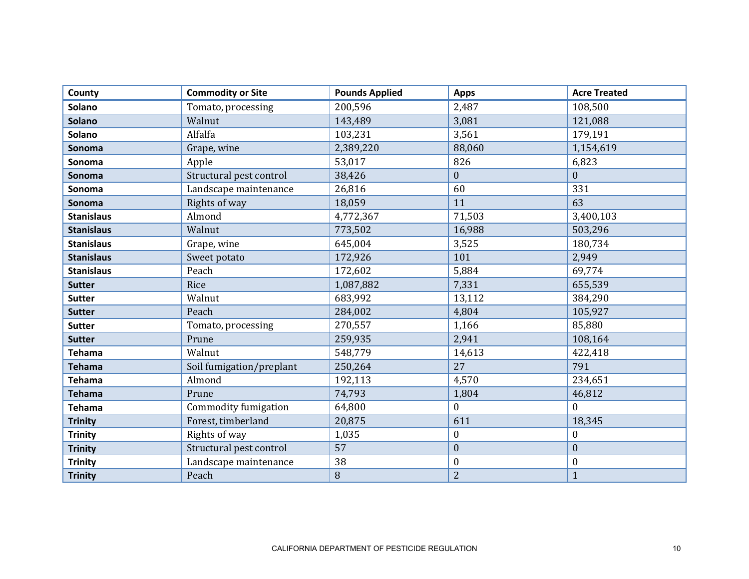| County | Commodity or Site | Pounds Applied | Apps | Acre Treated |
|---|---|---|---|---|
| Solano | Tomato, processing | 200,596 | 2,487 | 108,500 |
| Solano | Walnut | 143,489 | 3,081 | 121,088 |
| Solano | Alfalfa | 103,231 | 3,561 | 179,191 |
| Sonoma | Grape, wine | 2,389,220 | 88,060 | 1,154,619 |
| Sonoma | Apple | 53,017 | 826 | 6,823 |
| Sonoma | Structural pest control | 38,426 | 0 | 0 |
| Sonoma | Landscape maintenance | 26,816 | 60 | 331 |
| Sonoma | Rights of way | 18,059 | 11 | 63 |
| Stanislaus | Almond | 4,772,367 | 71,503 | 3,400,103 |
| Stanislaus | Walnut | 773,502 | 16,988 | 503,296 |
| Stanislaus | Grape, wine | 645,004 | 3,525 | 180,734 |
| Stanislaus | Sweet potato | 172,926 | 101 | 2,949 |
| Stanislaus | Peach | 172,602 | 5,884 | 69,774 |
| Sutter | Rice | 1,087,882 | 7,331 | 655,539 |
| Sutter | Walnut | 683,992 | 13,112 | 384,290 |
| Sutter | Peach | 284,002 | 4,804 | 105,927 |
| Sutter | Tomato, processing | 270,557 | 1,166 | 85,880 |
| Sutter | Prune | 259,935 | 2,941 | 108,164 |
| Tehama | Walnut | 548,779 | 14,613 | 422,418 |
| Tehama | Soil fumigation/preplant | 250,264 | 27 | 791 |
| Tehama | Almond | 192,113 | 4,570 | 234,651 |
| Tehama | Prune | 74,793 | 1,804 | 46,812 |
| Tehama | Commodity fumigation | 64,800 | 0 | 0 |
| Trinity | Forest, timberland | 20,875 | 611 | 18,345 |
| Trinity | Rights of way | 1,035 | 0 | 0 |
| Trinity | Structural pest control | 57 | 0 | 0 |
| Trinity | Landscape maintenance | 38 | 0 | 0 |
| Trinity | Peach | 8 | 2 | 1 |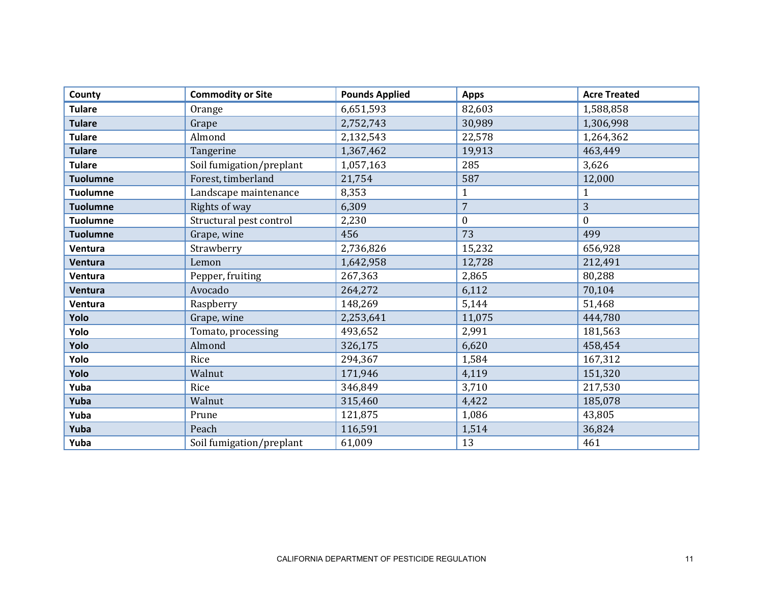| County | Commodity or Site | Pounds Applied | Apps | Acre Treated |
|---|---|---|---|---|
| **Tulare** | Orange | 6,651,593 | 82,603 | 1,588,858 |
| **Tulare** | Grape | 2,752,743 | 30,989 | 1,306,998 |
| **Tulare** | Almond | 2,132,543 | 22,578 | 1,264,362 |
| **Tulare** | Tangerine | 1,367,462 | 19,913 | 463,449 |
| **Tulare** | Soil fumigation/preplant | 1,057,163 | 285 | 3,626 |
| **Tuolumne** | Forest, timberland | 21,754 | 587 | 12,000 |
| **Tuolumne** | Landscape maintenance | 8,353 | 1 | 1 |
| **Tuolumne** | Rights of way | 6,309 | 7 | 3 |
| **Tuolumne** | Structural pest control | 2,230 | 0 | 0 |
| **Tuolumne** | Grape, wine | 456 | 73 | 499 |
| **Ventura** | Strawberry | 2,736,826 | 15,232 | 656,928 |
| **Ventura** | Lemon | 1,642,958 | 12,728 | 212,491 |
| **Ventura** | Pepper, fruiting | 267,363 | 2,865 | 80,288 |
| **Ventura** | Avocado | 264,272 | 6,112 | 70,104 |
| **Ventura** | Raspberry | 148,269 | 5,144 | 51,468 |
| **Yolo** | Grape, wine | 2,253,641 | 11,075 | 444,780 |
| **Yolo** | Tomato, processing | 493,652 | 2,991 | 181,563 |
| **Yolo** | Almond | 326,175 | 6,620 | 458,454 |
| **Yolo** | Rice | 294,367 | 1,584 | 167,312 |
| **Yolo** | Walnut | 171,946 | 4,119 | 151,320 |
| **Yuba** | Rice | 346,849 | 3,710 | 217,530 |
| **Yuba** | Walnut | 315,460 | 4,422 | 185,078 |
| **Yuba** | Prune | 121,875 | 1,086 | 43,805 |
| **Yuba** | Peach | 116,591 | 1,514 | 36,824 |
| **Yuba** | Soil fumigation/preplant | 61,009 | 13 | 461 |